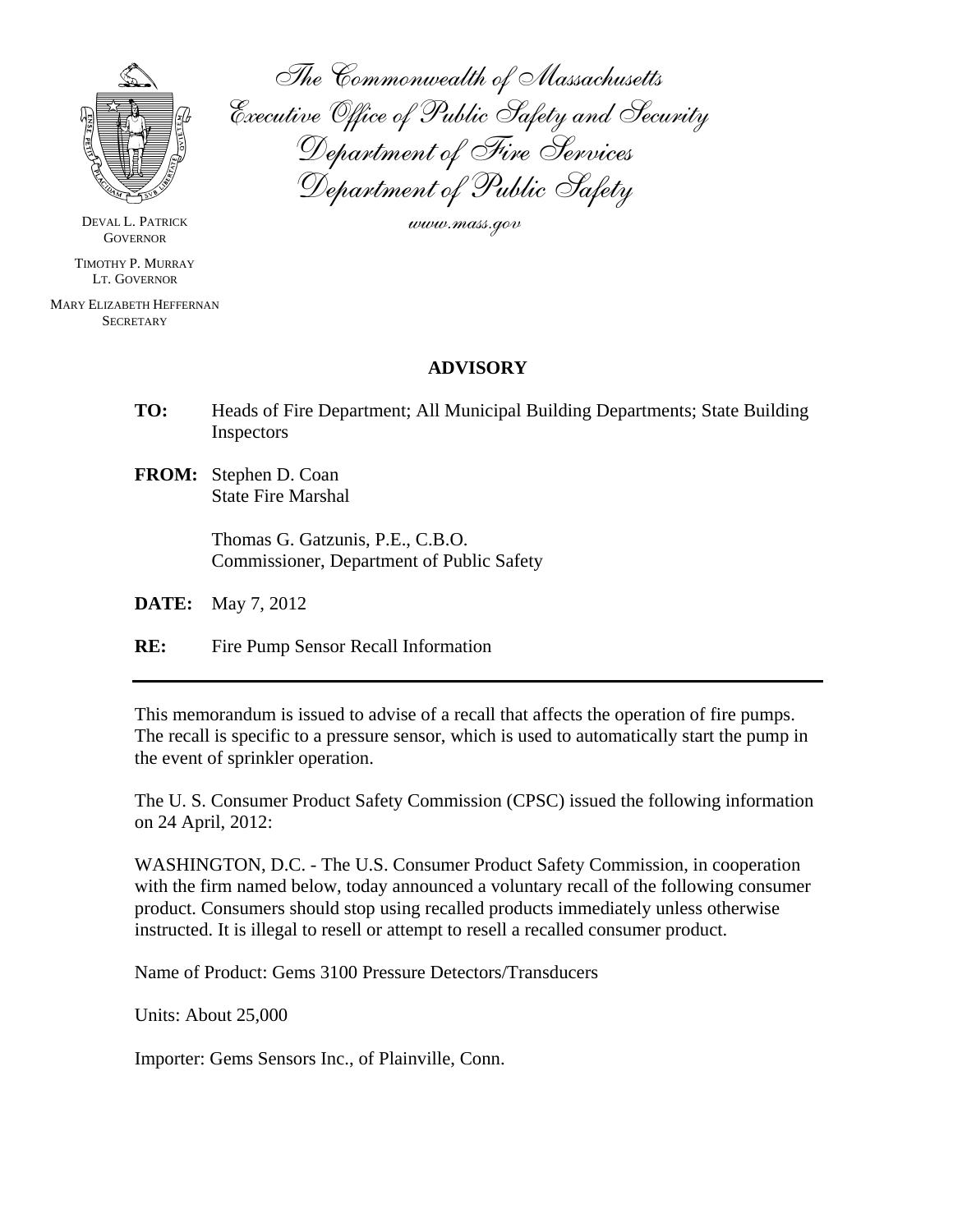The Commonwealth of Massachusetts
Executive Office of Public Safety and Security
Department of Fire Services
Department of Public Safety
www.mass.gov

DEVAL L. PATRICK
GOVERNOR

TIMOTHY P. MURRAY
LT. GOVERNOR

MARY ELIZABETH HEFFERNAN
SECRETARY

## ADVISORY

**TO:** Heads of Fire Department; All Municipal Building Departments; State Building Inspectors

**FROM:** Stephen D. Coan
State Fire Marshal

Thomas G. Gatzunis, P.E., C.B.O.
Commissioner, Department of Public Safety

**DATE:** May 7, 2012

**RE:** Fire Pump Sensor Recall Information

---

This memorandum is issued to advise of a recall that affects the operation of fire pumps. The recall is specific to a pressure sensor, which is used to automatically start the pump in the event of sprinkler operation.

The U. S. Consumer Product Safety Commission (CPSC) issued the following information on 24 April, 2012:

WASHINGTON, D.C. - The U.S. Consumer Product Safety Commission, in cooperation with the firm named below, today announced a voluntary recall of the following consumer product. Consumers should stop using recalled products immediately unless otherwise instructed. It is illegal to resell or attempt to resell a recalled consumer product.

Name of Product: Gems 3100 Pressure Detectors/Transducers

Units: About 25,000

Importer: Gems Sensors Inc., of Plainville, Conn.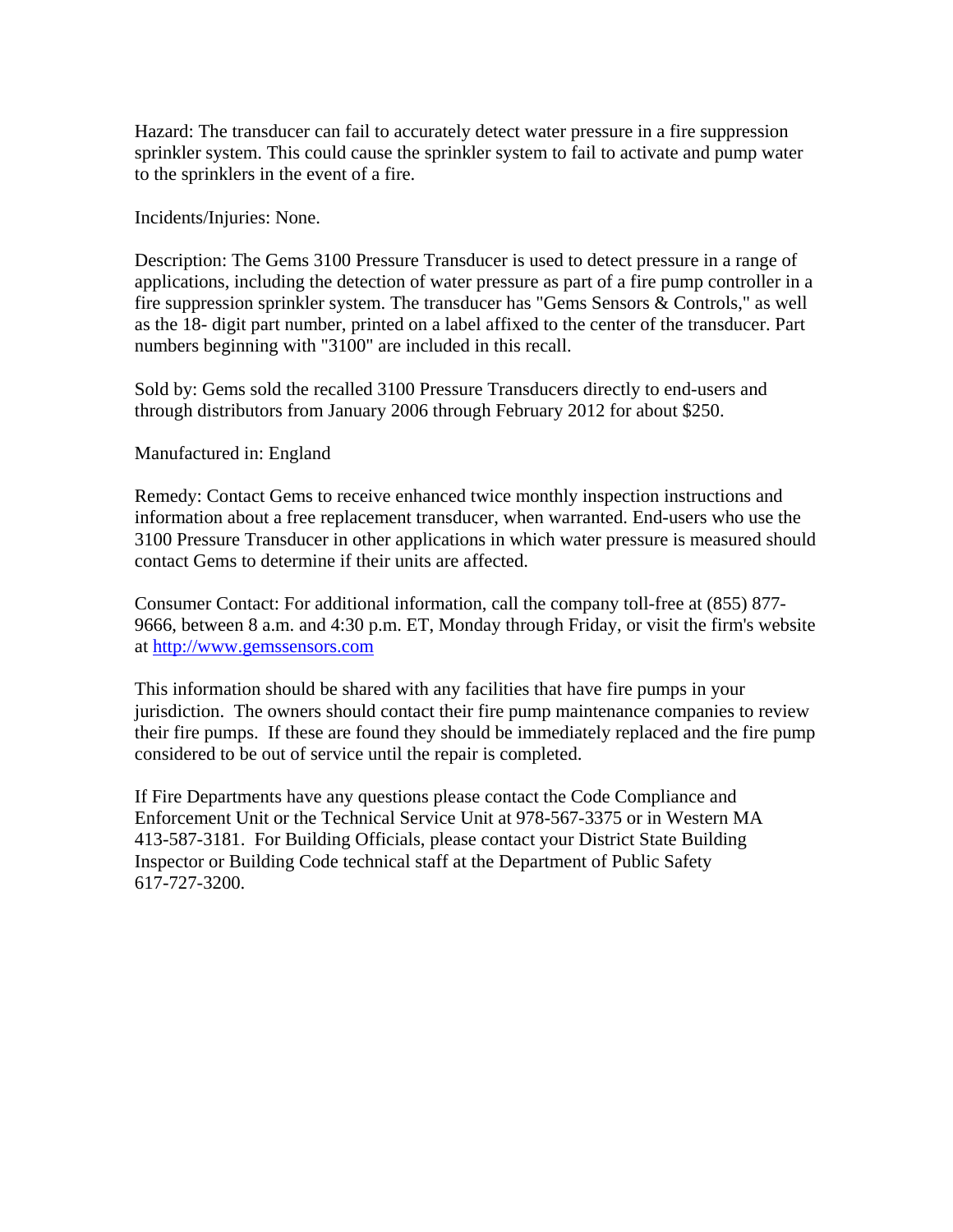Hazard: The transducer can fail to accurately detect water pressure in a fire suppression sprinkler system. This could cause the sprinkler system to fail to activate and pump water to the sprinklers in the event of a fire.

Incidents/Injuries: None.

Description: The Gems 3100 Pressure Transducer is used to detect pressure in a range of applications, including the detection of water pressure as part of a fire pump controller in a fire suppression sprinkler system. The transducer has "Gems Sensors & Controls," as well as the 18- digit part number, printed on a label affixed to the center of the transducer. Part numbers beginning with "3100" are included in this recall.

Sold by: Gems sold the recalled 3100 Pressure Transducers directly to end-users and through distributors from January 2006 through February 2012 for about $250.

Manufactured in: England

Remedy: Contact Gems to receive enhanced twice monthly inspection instructions and information about a free replacement transducer, when warranted. End-users who use the 3100 Pressure Transducer in other applications in which water pressure is measured should contact Gems to determine if their units are affected.

Consumer Contact: For additional information, call the company toll-free at (855) 877-9666, between 8 a.m. and 4:30 p.m. ET, Monday through Friday, or visit the firm's website at [http://www.gemssensors.com](http://www.gemssensors.com)

This information should be shared with any facilities that have fire pumps in your jurisdiction. The owners should contact their fire pump maintenance companies to review their fire pumps. If these are found they should be immediately replaced and the fire pump considered to be out of service until the repair is completed.

If Fire Departments have any questions please contact the Code Compliance and Enforcement Unit or the Technical Service Unit at 978-567-3375 or in Western MA 413-587-3181. For Building Officials, please contact your District State Building Inspector or Building Code technical staff at the Department of Public Safety 617-727-3200.